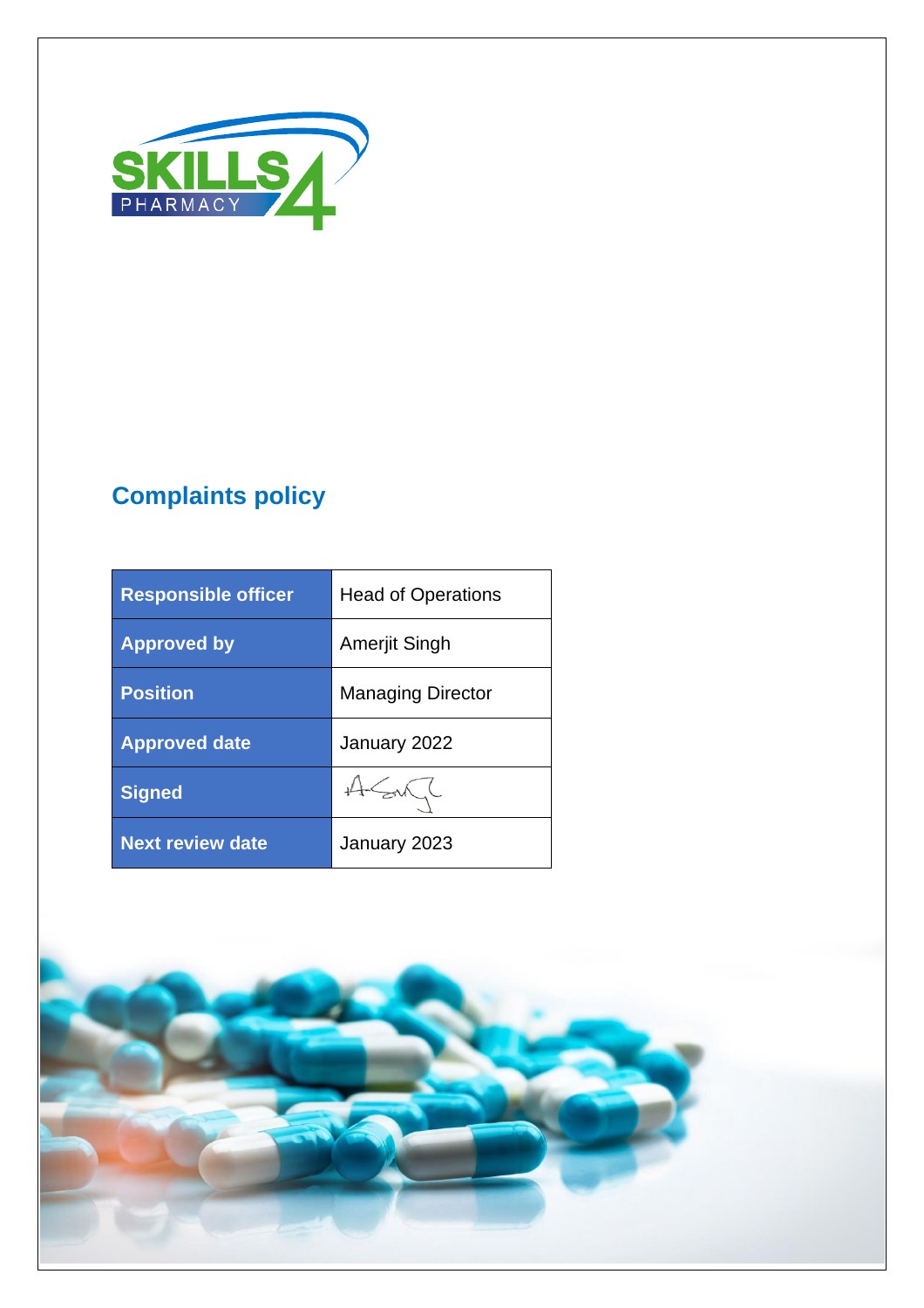SKILLS4 PHARMACY

# Complaints policy

| Responsible officer | Head of Operations |
|---|---|
| Approved by | Amerjit Singh |
| Position | Managing Director |
| Approved date | January 2022 |
| Signed | |
| Next review date | January 2023 |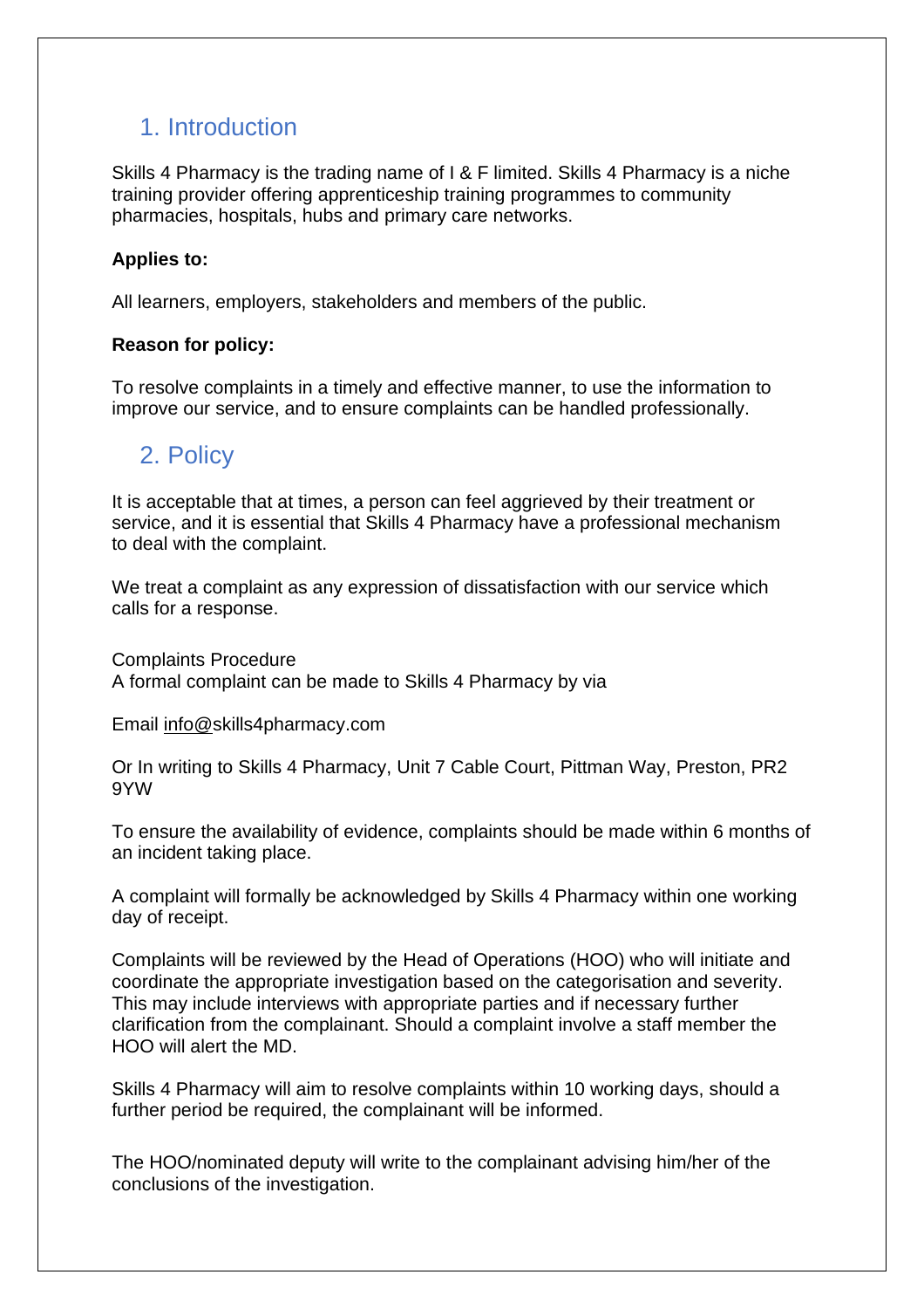## 1. Introduction

Skills 4 Pharmacy is the trading name of I & F limited. Skills 4 Pharmacy is a niche training provider offering apprenticeship training programmes to community pharmacies, hospitals, hubs and primary care networks.

**Applies to:**

All learners, employers, stakeholders and members of the public.

**Reason for policy:**

To resolve complaints in a timely and effective manner, to use the information to improve our service, and to ensure complaints can be handled professionally.

## 2. Policy

It is acceptable that at times, a person can feel aggrieved by their treatment or service, and it is essential that Skills 4 Pharmacy have a professional mechanism to deal with the complaint.

We treat a complaint as any expression of dissatisfaction with our service which calls for a response.

Complaints Procedure
A formal complaint can be made to Skills 4 Pharmacy by via

Email info@skills4pharmacy.com

Or In writing to Skills 4 Pharmacy, Unit 7 Cable Court, Pittman Way, Preston, PR2 9YW

To ensure the availability of evidence, complaints should be made within 6 months of an incident taking place.

A complaint will formally be acknowledged by Skills 4 Pharmacy within one working day of receipt.

Complaints will be reviewed by the Head of Operations (HOO) who will initiate and coordinate the appropriate investigation based on the categorisation and severity. This may include interviews with appropriate parties and if necessary further clarification from the complainant. Should a complaint involve a staff member the HOO will alert the MD.

Skills 4 Pharmacy will aim to resolve complaints within 10 working days, should a further period be required, the complainant will be informed.

The HOO/nominated deputy will write to the complainant advising him/her of the conclusions of the investigation.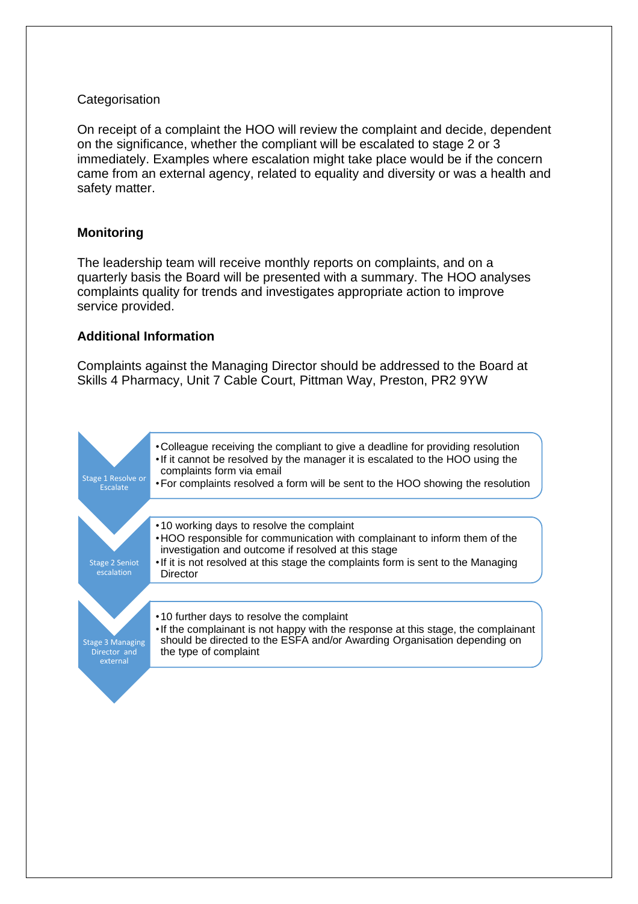Categorisation

On receipt of a complaint the HOO will review the complaint and decide, dependent on the significance, whether the compliant will be escalated to stage 2 or 3 immediately. Examples where escalation might take place would be if the concern came from an external agency, related to equality and diversity or was a health and safety matter.

## Monitoring

The leadership team will receive monthly reports on complaints, and on a quarterly basis the Board will be presented with a summary. The HOO analyses complaints quality for trends and investigates appropriate action to improve service provided.

## Additional Information

Complaints against the Managing Director should be addressed to the Board at Skills 4 Pharmacy, Unit 7 Cable Court, Pittman Way, Preston, PR2 9YW

**Stage 1 Resolve or Escalate**

- Colleague receiving the compliant to give a deadline for providing resolution
- If it cannot be resolved by the manager it is escalated to the HOO using the complaints form via email
- For complaints resolved a form will be sent to the HOO showing the resolution

**Stage 2 Seniot escalation**

- 10 working days to resolve the complaint
- HOO responsible for communication with complainant to inform them of the investigation and outcome if resolved at this stage
- If it is not resolved at this stage the complaints form is sent to the Managing Director

**Stage 3 Managing Director and external**

- 10 further days to resolve the complaint
- If the complainant is not happy with the response at this stage, the complainant should be directed to the ESFA and/or Awarding Organisation depending on the type of complaint